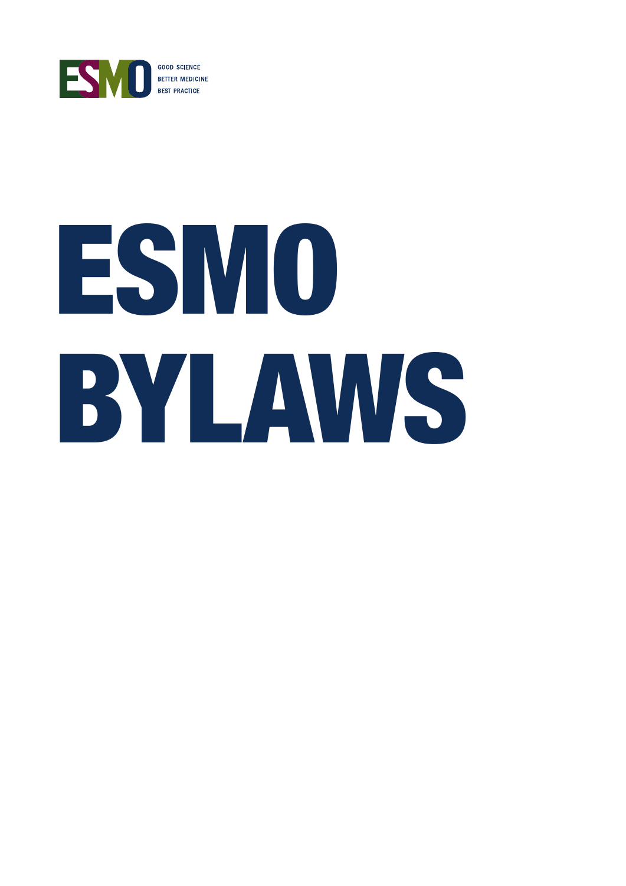ESMO

GOOD SCIENCE
BETTER MEDICINE
BEST PRACTICE

# ESMO BYLAWS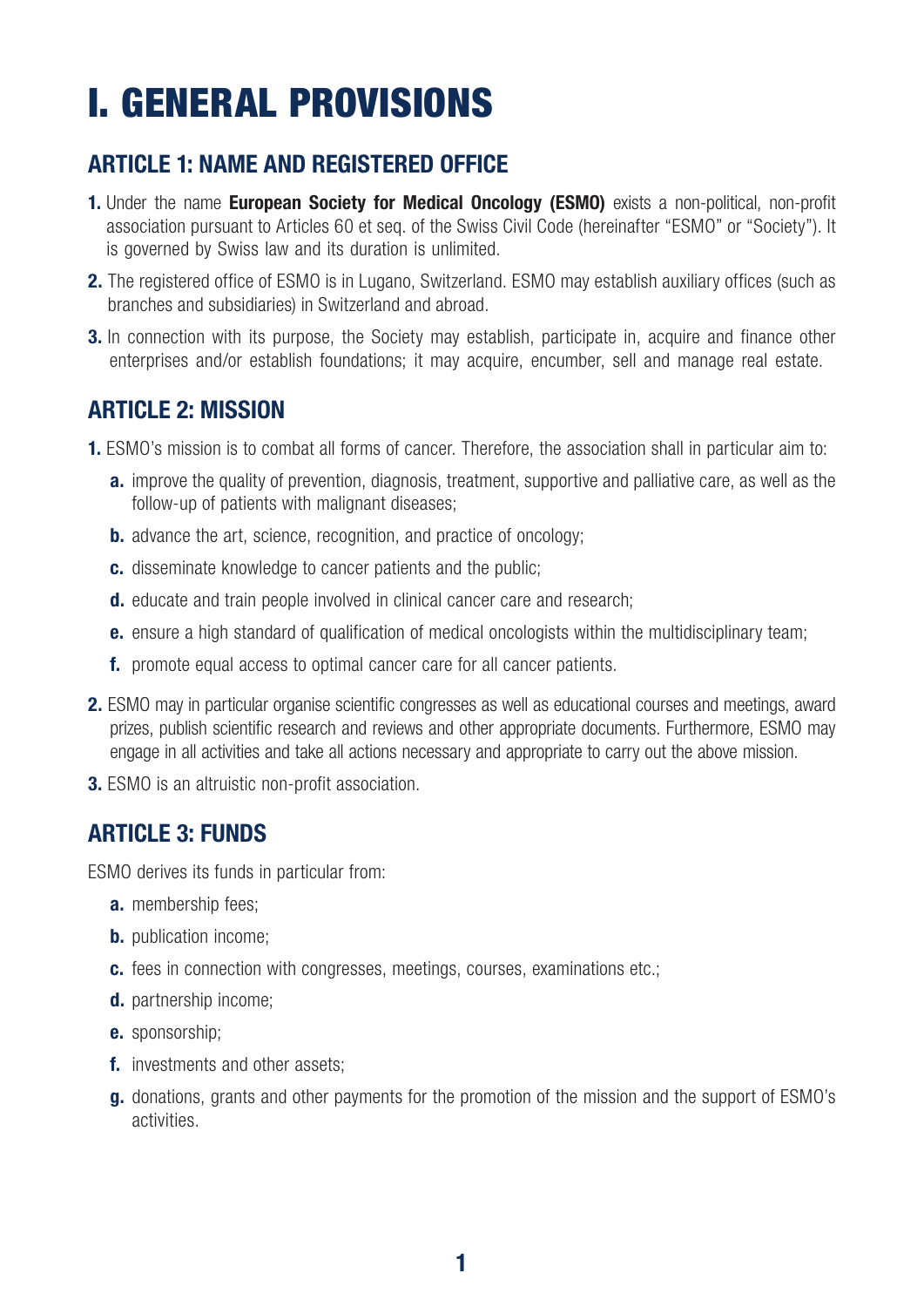# I. GENERAL PROVISIONS

## ARTICLE 1: NAME AND REGISTERED OFFICE

**1.** Under the name **European Society for Medical Oncology (ESMO)** exists a non-political, non-profit association pursuant to Articles 60 et seq. of the Swiss Civil Code (hereinafter "ESMO" or "Society"). It is governed by Swiss law and its duration is unlimited.

**2.** The registered office of ESMO is in Lugano, Switzerland. ESMO may establish auxiliary offices (such as branches and subsidiaries) in Switzerland and abroad.

**3.** In connection with its purpose, the Society may establish, participate in, acquire and finance other enterprises and/or establish foundations; it may acquire, encumber, sell and manage real estate.

## ARTICLE 2: MISSION

**1.** ESMO's mission is to combat all forms of cancer. Therefore, the association shall in particular aim to:

- **a.** improve the quality of prevention, diagnosis, treatment, supportive and palliative care, as well as the follow-up of patients with malignant diseases;
- **b.** advance the art, science, recognition, and practice of oncology;
- **c.** disseminate knowledge to cancer patients and the public;
- **d.** educate and train people involved in clinical cancer care and research;
- **e.** ensure a high standard of qualification of medical oncologists within the multidisciplinary team;
- **f.** promote equal access to optimal cancer care for all cancer patients.

**2.** ESMO may in particular organise scientific congresses as well as educational courses and meetings, award prizes, publish scientific research and reviews and other appropriate documents. Furthermore, ESMO may engage in all activities and take all actions necessary and appropriate to carry out the above mission.

**3.** ESMO is an altruistic non-profit association.

## ARTICLE 3: FUNDS

ESMO derives its funds in particular from:

- **a.** membership fees;
- **b.** publication income;
- **c.** fees in connection with congresses, meetings, courses, examinations etc.;
- **d.** partnership income;
- **e.** sponsorship;
- **f.** investments and other assets;
- **g.** donations, grants and other payments for the promotion of the mission and the support of ESMO's activities.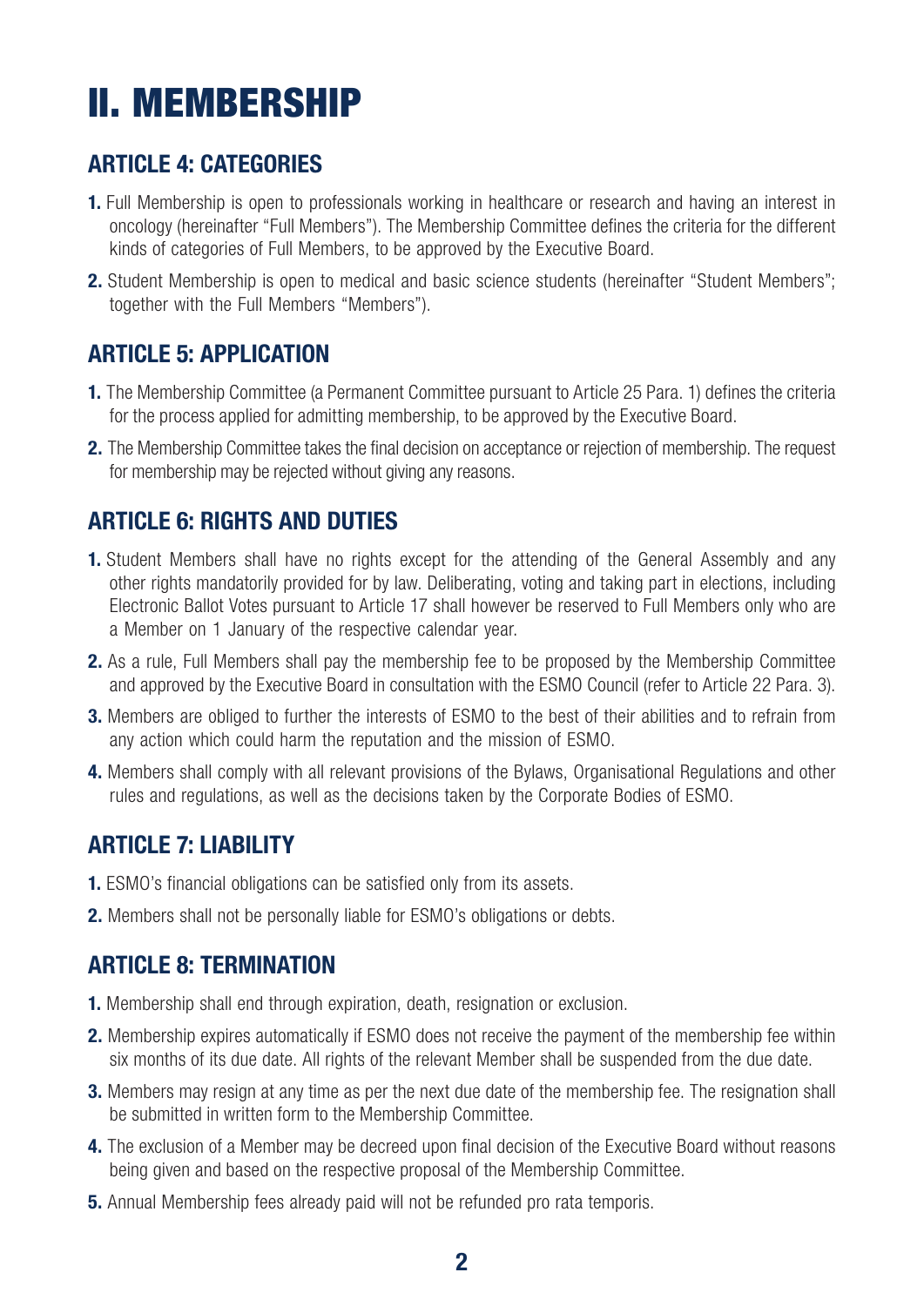# II. MEMBERSHIP

## ARTICLE 4: CATEGORIES

**1.** Full Membership is open to professionals working in healthcare or research and having an interest in oncology (hereinafter "Full Members"). The Membership Committee defines the criteria for the different kinds of categories of Full Members, to be approved by the Executive Board.

**2.** Student Membership is open to medical and basic science students (hereinafter "Student Members"; together with the Full Members "Members").

## ARTICLE 5: APPLICATION

**1.** The Membership Committee (a Permanent Committee pursuant to Article 25 Para. 1) defines the criteria for the process applied for admitting membership, to be approved by the Executive Board.

**2.** The Membership Committee takes the final decision on acceptance or rejection of membership. The request for membership may be rejected without giving any reasons.

## ARTICLE 6: RIGHTS AND DUTIES

**1.** Student Members shall have no rights except for the attending of the General Assembly and any other rights mandatorily provided for by law. Deliberating, voting and taking part in elections, including Electronic Ballot Votes pursuant to Article 17 shall however be reserved to Full Members only who are a Member on 1 January of the respective calendar year.

**2.** As a rule, Full Members shall pay the membership fee to be proposed by the Membership Committee and approved by the Executive Board in consultation with the ESMO Council (refer to Article 22 Para. 3).

**3.** Members are obliged to further the interests of ESMO to the best of their abilities and to refrain from any action which could harm the reputation and the mission of ESMO.

**4.** Members shall comply with all relevant provisions of the Bylaws, Organisational Regulations and other rules and regulations, as well as the decisions taken by the Corporate Bodies of ESMO.

## ARTICLE 7: LIABILITY

**1.** ESMO's financial obligations can be satisfied only from its assets.

**2.** Members shall not be personally liable for ESMO's obligations or debts.

## ARTICLE 8: TERMINATION

**1.** Membership shall end through expiration, death, resignation or exclusion.

**2.** Membership expires automatically if ESMO does not receive the payment of the membership fee within six months of its due date. All rights of the relevant Member shall be suspended from the due date.

**3.** Members may resign at any time as per the next due date of the membership fee. The resignation shall be submitted in written form to the Membership Committee.

**4.** The exclusion of a Member may be decreed upon final decision of the Executive Board without reasons being given and based on the respective proposal of the Membership Committee.

**5.** Annual Membership fees already paid will not be refunded pro rata temporis.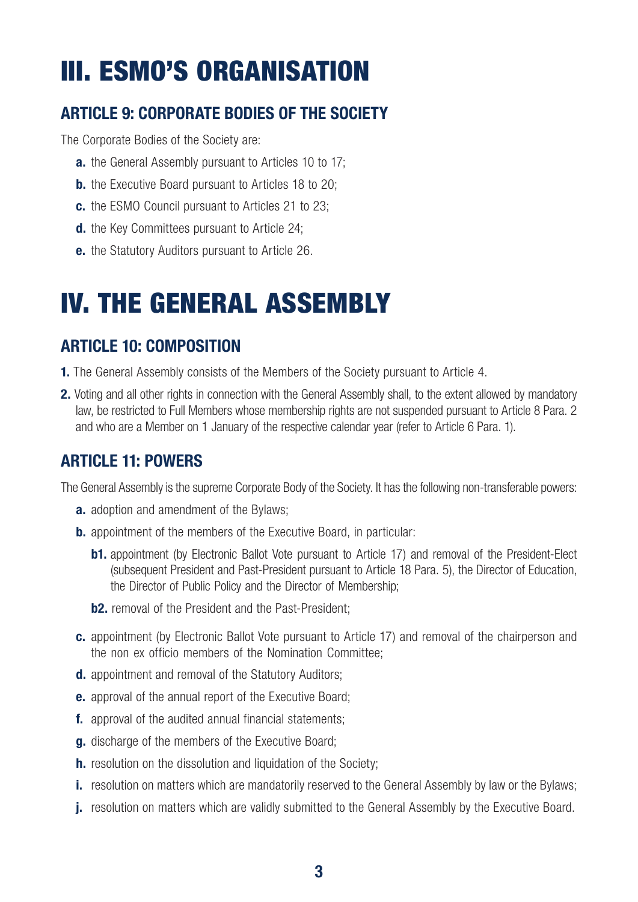# III. ESMO'S ORGANISATION

## ARTICLE 9: CORPORATE BODIES OF THE SOCIETY

The Corporate Bodies of the Society are:

- **a.** the General Assembly pursuant to Articles 10 to 17;
- **b.** the Executive Board pursuant to Articles 18 to 20;
- **c.** the ESMO Council pursuant to Articles 21 to 23;
- **d.** the Key Committees pursuant to Article 24;
- **e.** the Statutory Auditors pursuant to Article 26.

# IV. THE GENERAL ASSEMBLY

## ARTICLE 10: COMPOSITION

**1.** The General Assembly consists of the Members of the Society pursuant to Article 4.

**2.** Voting and all other rights in connection with the General Assembly shall, to the extent allowed by mandatory law, be restricted to Full Members whose membership rights are not suspended pursuant to Article 8 Para. 2 and who are a Member on 1 January of the respective calendar year (refer to Article 6 Para. 1).

## ARTICLE 11: POWERS

The General Assembly is the supreme Corporate Body of the Society. It has the following non-transferable powers:

- **a.** adoption and amendment of the Bylaws;
- **b.** appointment of the members of the Executive Board, in particular:
  - **b1.** appointment (by Electronic Ballot Vote pursuant to Article 17) and removal of the President-Elect (subsequent President and Past-President pursuant to Article 18 Para. 5), the Director of Education, the Director of Public Policy and the Director of Membership;
  - **b2.** removal of the President and the Past-President;
- **c.** appointment (by Electronic Ballot Vote pursuant to Article 17) and removal of the chairperson and the non ex officio members of the Nomination Committee;
- **d.** appointment and removal of the Statutory Auditors;
- **e.** approval of the annual report of the Executive Board;
- **f.** approval of the audited annual financial statements;
- **g.** discharge of the members of the Executive Board;
- **h.** resolution on the dissolution and liquidation of the Society;
- **i.** resolution on matters which are mandatorily reserved to the General Assembly by law or the Bylaws;
- **j.** resolution on matters which are validly submitted to the General Assembly by the Executive Board.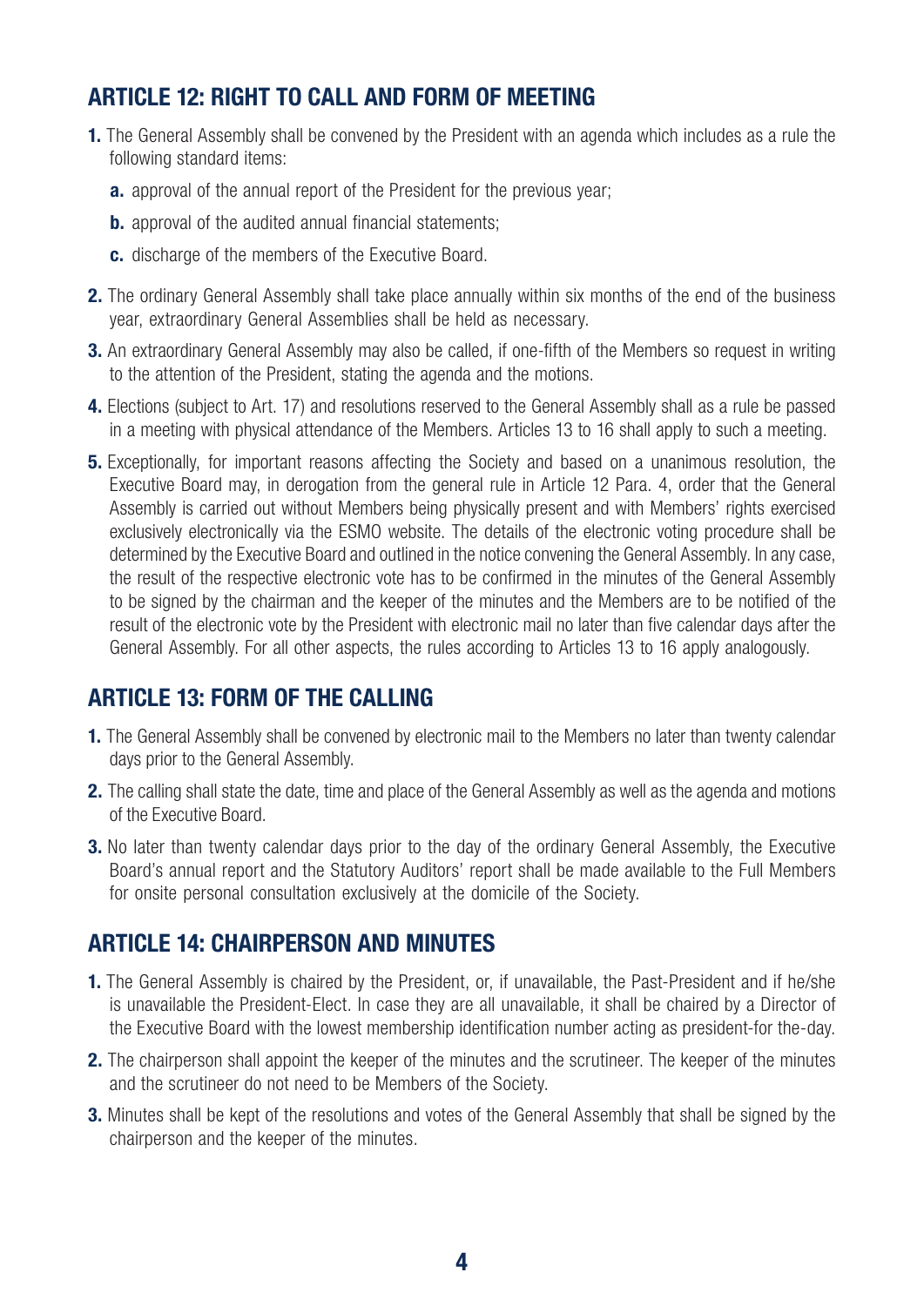## ARTICLE 12: RIGHT TO CALL AND FORM OF MEETING

1. The General Assembly shall be convened by the President with an agenda which includes as a rule the following standard items:
   - **a.** approval of the annual report of the President for the previous year;
   - **b.** approval of the audited annual financial statements;
   - **c.** discharge of the members of the Executive Board.
2. The ordinary General Assembly shall take place annually within six months of the end of the business year, extraordinary General Assemblies shall be held as necessary.
3. An extraordinary General Assembly may also be called, if one-fifth of the Members so request in writing to the attention of the President, stating the agenda and the motions.
4. Elections (subject to Art. 17) and resolutions reserved to the General Assembly shall as a rule be passed in a meeting with physical attendance of the Members. Articles 13 to 16 shall apply to such a meeting.
5. Exceptionally, for important reasons affecting the Society and based on a unanimous resolution, the Executive Board may, in derogation from the general rule in Article 12 Para. 4, order that the General Assembly is carried out without Members being physically present and with Members' rights exercised exclusively electronically via the ESMO website. The details of the electronic voting procedure shall be determined by the Executive Board and outlined in the notice convening the General Assembly. In any case, the result of the respective electronic vote has to be confirmed in the minutes of the General Assembly to be signed by the chairman and the keeper of the minutes and the Members are to be notified of the result of the electronic vote by the President with electronic mail no later than five calendar days after the General Assembly. For all other aspects, the rules according to Articles 13 to 16 apply analogously.

## ARTICLE 13: FORM OF THE CALLING

1. The General Assembly shall be convened by electronic mail to the Members no later than twenty calendar days prior to the General Assembly.
2. The calling shall state the date, time and place of the General Assembly as well as the agenda and motions of the Executive Board.
3. No later than twenty calendar days prior to the day of the ordinary General Assembly, the Executive Board's annual report and the Statutory Auditors' report shall be made available to the Full Members for onsite personal consultation exclusively at the domicile of the Society.

## ARTICLE 14: CHAIRPERSON AND MINUTES

1. The General Assembly is chaired by the President, or, if unavailable, the Past-President and if he/she is unavailable the President-Elect. In case they are all unavailable, it shall be chaired by a Director of the Executive Board with the lowest membership identification number acting as president-for the-day.
2. The chairperson shall appoint the keeper of the minutes and the scrutineer. The keeper of the minutes and the scrutineer do not need to be Members of the Society.
3. Minutes shall be kept of the resolutions and votes of the General Assembly that shall be signed by the chairperson and the keeper of the minutes.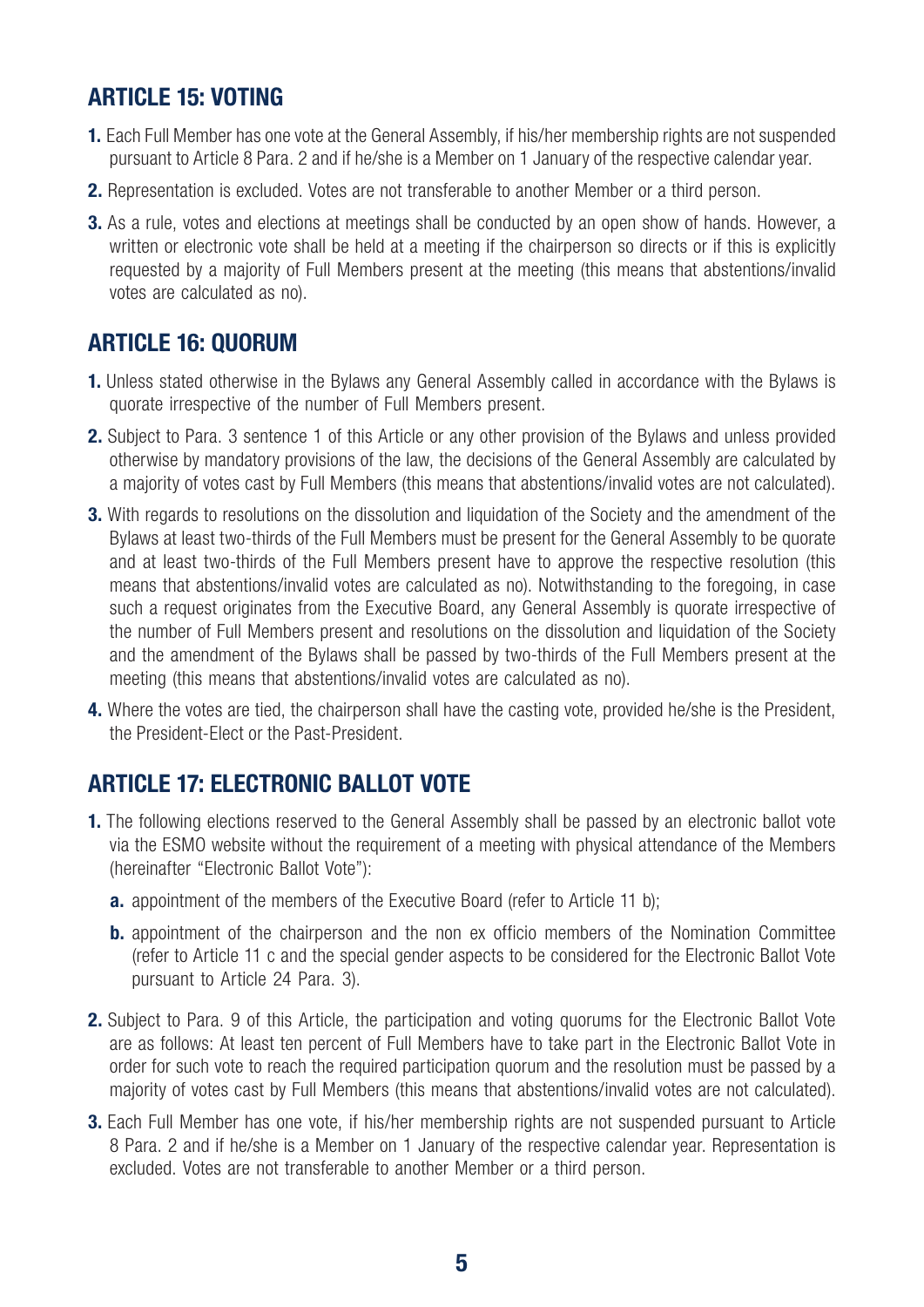## ARTICLE 15: VOTING

1. Each Full Member has one vote at the General Assembly, if his/her membership rights are not suspended pursuant to Article 8 Para. 2 and if he/she is a Member on 1 January of the respective calendar year.
2. Representation is excluded. Votes are not transferable to another Member or a third person.
3. As a rule, votes and elections at meetings shall be conducted by an open show of hands. However, a written or electronic vote shall be held at a meeting if the chairperson so directs or if this is explicitly requested by a majority of Full Members present at the meeting (this means that abstentions/invalid votes are calculated as no).

## ARTICLE 16: QUORUM

1. Unless stated otherwise in the Bylaws any General Assembly called in accordance with the Bylaws is quorate irrespective of the number of Full Members present.
2. Subject to Para. 3 sentence 1 of this Article or any other provision of the Bylaws and unless provided otherwise by mandatory provisions of the law, the decisions of the General Assembly are calculated by a majority of votes cast by Full Members (this means that abstentions/invalid votes are not calculated).
3. With regards to resolutions on the dissolution and liquidation of the Society and the amendment of the Bylaws at least two-thirds of the Full Members must be present for the General Assembly to be quorate and at least two-thirds of the Full Members present have to approve the respective resolution (this means that abstentions/invalid votes are calculated as no). Notwithstanding to the foregoing, in case such a request originates from the Executive Board, any General Assembly is quorate irrespective of the number of Full Members present and resolutions on the dissolution and liquidation of the Society and the amendment of the Bylaws shall be passed by two-thirds of the Full Members present at the meeting (this means that abstentions/invalid votes are calculated as no).
4. Where the votes are tied, the chairperson shall have the casting vote, provided he/she is the President, the President-Elect or the Past-President.

## ARTICLE 17: ELECTRONIC BALLOT VOTE

1. The following elections reserved to the General Assembly shall be passed by an electronic ballot vote via the ESMO website without the requirement of a meeting with physical attendance of the Members (hereinafter "Electronic Ballot Vote"):
   a. appointment of the members of the Executive Board (refer to Article 11 b);
   b. appointment of the chairperson and the non ex officio members of the Nomination Committee (refer to Article 11 c and the special gender aspects to be considered for the Electronic Ballot Vote pursuant to Article 24 Para. 3).
2. Subject to Para. 9 of this Article, the participation and voting quorums for the Electronic Ballot Vote are as follows: At least ten percent of Full Members have to take part in the Electronic Ballot Vote in order for such vote to reach the required participation quorum and the resolution must be passed by a majority of votes cast by Full Members (this means that abstentions/invalid votes are not calculated).
3. Each Full Member has one vote, if his/her membership rights are not suspended pursuant to Article 8 Para. 2 and if he/she is a Member on 1 January of the respective calendar year. Representation is excluded. Votes are not transferable to another Member or a third person.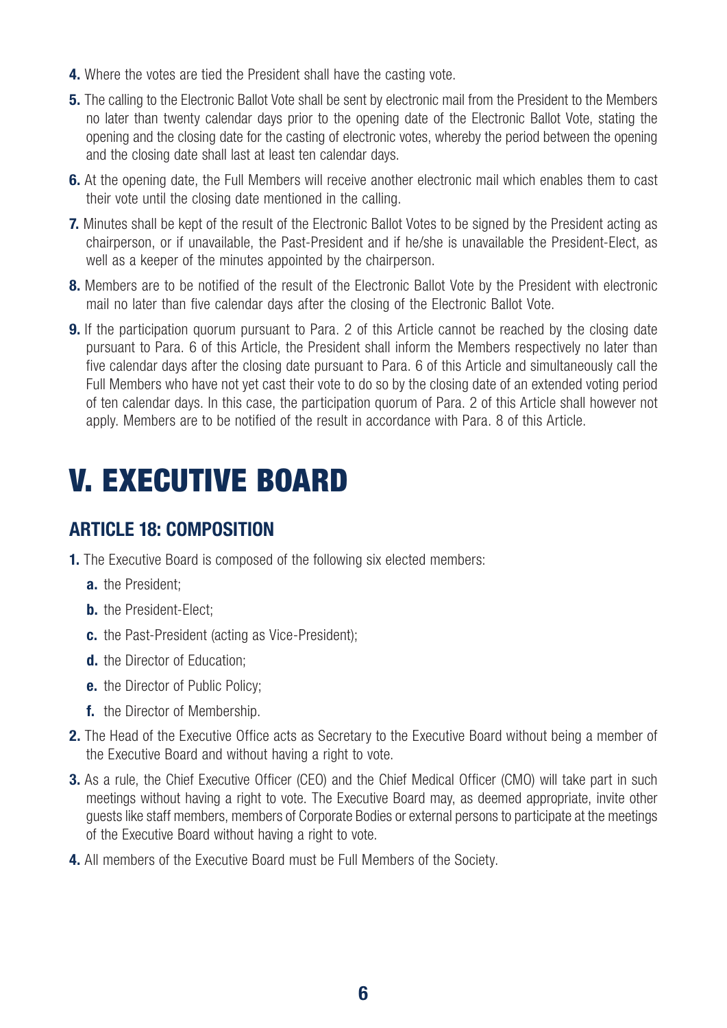**4.** Where the votes are tied the President shall have the casting vote.

**5.** The calling to the Electronic Ballot Vote shall be sent by electronic mail from the President to the Members no later than twenty calendar days prior to the opening date of the Electronic Ballot Vote, stating the opening and the closing date for the casting of electronic votes, whereby the period between the opening and the closing date shall last at least ten calendar days.

**6.** At the opening date, the Full Members will receive another electronic mail which enables them to cast their vote until the closing date mentioned in the calling.

**7.** Minutes shall be kept of the result of the Electronic Ballot Votes to be signed by the President acting as chairperson, or if unavailable, the Past-President and if he/she is unavailable the President-Elect, as well as a keeper of the minutes appointed by the chairperson.

**8.** Members are to be notified of the result of the Electronic Ballot Vote by the President with electronic mail no later than five calendar days after the closing of the Electronic Ballot Vote.

**9.** If the participation quorum pursuant to Para. 2 of this Article cannot be reached by the closing date pursuant to Para. 6 of this Article, the President shall inform the Members respectively no later than five calendar days after the closing date pursuant to Para. 6 of this Article and simultaneously call the Full Members who have not yet cast their vote to do so by the closing date of an extended voting period of ten calendar days. In this case, the participation quorum of Para. 2 of this Article shall however not apply. Members are to be notified of the result in accordance with Para. 8 of this Article.

# V. EXECUTIVE BOARD

## ARTICLE 18: COMPOSITION

**1.** The Executive Board is composed of the following six elected members:

- **a.** the President;
- **b.** the President-Elect;
- **c.** the Past-President (acting as Vice-President);
- **d.** the Director of Education;
- **e.** the Director of Public Policy;
- **f.** the Director of Membership.

**2.** The Head of the Executive Office acts as Secretary to the Executive Board without being a member of the Executive Board and without having a right to vote.

**3.** As a rule, the Chief Executive Officer (CEO) and the Chief Medical Officer (CMO) will take part in such meetings without having a right to vote. The Executive Board may, as deemed appropriate, invite other guests like staff members, members of Corporate Bodies or external persons to participate at the meetings of the Executive Board without having a right to vote.

**4.** All members of the Executive Board must be Full Members of the Society.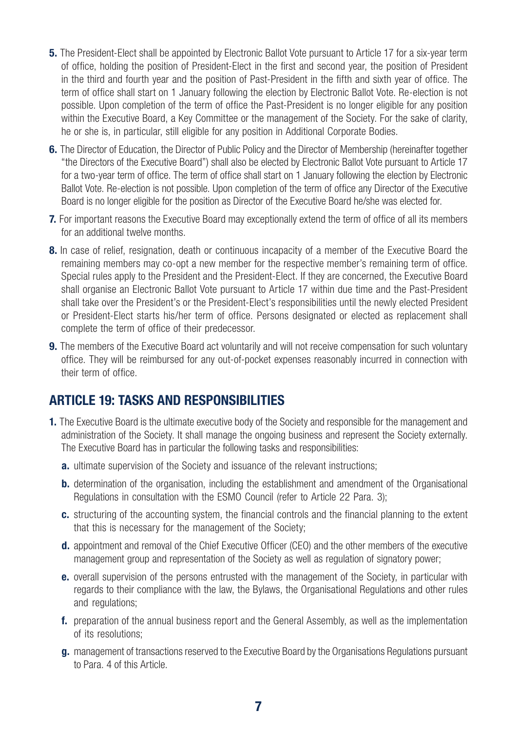**5.** The President-Elect shall be appointed by Electronic Ballot Vote pursuant to Article 17 for a six-year term of office, holding the position of President-Elect in the first and second year, the position of President in the third and fourth year and the position of Past-President in the fifth and sixth year of office. The term of office shall start on 1 January following the election by Electronic Ballot Vote. Re-election is not possible. Upon completion of the term of office the Past-President is no longer eligible for any position within the Executive Board, a Key Committee or the management of the Society. For the sake of clarity, he or she is, in particular, still eligible for any position in Additional Corporate Bodies.

**6.** The Director of Education, the Director of Public Policy and the Director of Membership (hereinafter together "the Directors of the Executive Board") shall also be elected by Electronic Ballot Vote pursuant to Article 17 for a two-year term of office. The term of office shall start on 1 January following the election by Electronic Ballot Vote. Re-election is not possible. Upon completion of the term of office any Director of the Executive Board is no longer eligible for the position as Director of the Executive Board he/she was elected for.

**7.** For important reasons the Executive Board may exceptionally extend the term of office of all its members for an additional twelve months.

**8.** In case of relief, resignation, death or continuous incapacity of a member of the Executive Board the remaining members may co-opt a new member for the respective member's remaining term of office. Special rules apply to the President and the President-Elect. If they are concerned, the Executive Board shall organise an Electronic Ballot Vote pursuant to Article 17 within due time and the Past-President shall take over the President's or the President-Elect's responsibilities until the newly elected President or President-Elect starts his/her term of office. Persons designated or elected as replacement shall complete the term of office of their predecessor.

**9.** The members of the Executive Board act voluntarily and will not receive compensation for such voluntary office. They will be reimbursed for any out-of-pocket expenses reasonably incurred in connection with their term of office.

## ARTICLE 19: TASKS AND RESPONSIBILITIES

**1.** The Executive Board is the ultimate executive body of the Society and responsible for the management and administration of the Society. It shall manage the ongoing business and represent the Society externally. The Executive Board has in particular the following tasks and responsibilities:

- **a.** ultimate supervision of the Society and issuance of the relevant instructions;
- **b.** determination of the organisation, including the establishment and amendment of the Organisational Regulations in consultation with the ESMO Council (refer to Article 22 Para. 3);
- **c.** structuring of the accounting system, the financial controls and the financial planning to the extent that this is necessary for the management of the Society;
- **d.** appointment and removal of the Chief Executive Officer (CEO) and the other members of the executive management group and representation of the Society as well as regulation of signatory power;
- **e.** overall supervision of the persons entrusted with the management of the Society, in particular with regards to their compliance with the law, the Bylaws, the Organisational Regulations and other rules and regulations;
- **f.** preparation of the annual business report and the General Assembly, as well as the implementation of its resolutions;
- **g.** management of transactions reserved to the Executive Board by the Organisations Regulations pursuant to Para. 4 of this Article.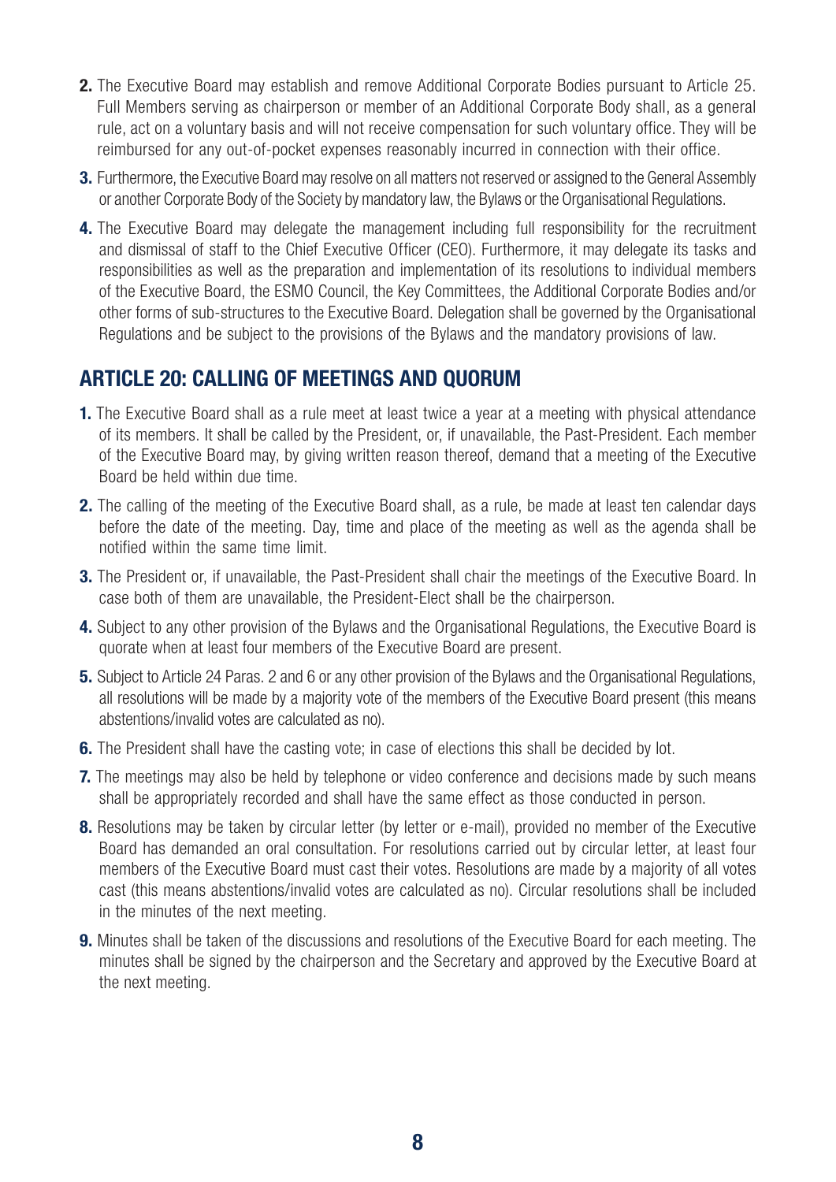2. The Executive Board may establish and remove Additional Corporate Bodies pursuant to Article 25. Full Members serving as chairperson or member of an Additional Corporate Body shall, as a general rule, act on a voluntary basis and will not receive compensation for such voluntary office. They will be reimbursed for any out-of-pocket expenses reasonably incurred in connection with their office.

3. Furthermore, the Executive Board may resolve on all matters not reserved or assigned to the General Assembly or another Corporate Body of the Society by mandatory law, the Bylaws or the Organisational Regulations.

4. The Executive Board may delegate the management including full responsibility for the recruitment and dismissal of staff to the Chief Executive Officer (CEO). Furthermore, it may delegate its tasks and responsibilities as well as the preparation and implementation of its resolutions to individual members of the Executive Board, the ESMO Council, the Key Committees, the Additional Corporate Bodies and/or other forms of sub-structures to the Executive Board. Delegation shall be governed by the Organisational Regulations and be subject to the provisions of the Bylaws and the mandatory provisions of law.

## ARTICLE 20: CALLING OF MEETINGS AND QUORUM

1. The Executive Board shall as a rule meet at least twice a year at a meeting with physical attendance of its members. It shall be called by the President, or, if unavailable, the Past-President. Each member of the Executive Board may, by giving written reason thereof, demand that a meeting of the Executive Board be held within due time.

2. The calling of the meeting of the Executive Board shall, as a rule, be made at least ten calendar days before the date of the meeting. Day, time and place of the meeting as well as the agenda shall be notified within the same time limit.

3. The President or, if unavailable, the Past-President shall chair the meetings of the Executive Board. In case both of them are unavailable, the President-Elect shall be the chairperson.

4. Subject to any other provision of the Bylaws and the Organisational Regulations, the Executive Board is quorate when at least four members of the Executive Board are present.

5. Subject to Article 24 Paras. 2 and 6 or any other provision of the Bylaws and the Organisational Regulations, all resolutions will be made by a majority vote of the members of the Executive Board present (this means abstentions/invalid votes are calculated as no).

6. The President shall have the casting vote; in case of elections this shall be decided by lot.

7. The meetings may also be held by telephone or video conference and decisions made by such means shall be appropriately recorded and shall have the same effect as those conducted in person.

8. Resolutions may be taken by circular letter (by letter or e-mail), provided no member of the Executive Board has demanded an oral consultation. For resolutions carried out by circular letter, at least four members of the Executive Board must cast their votes. Resolutions are made by a majority of all votes cast (this means abstentions/invalid votes are calculated as no). Circular resolutions shall be included in the minutes of the next meeting.

9. Minutes shall be taken of the discussions and resolutions of the Executive Board for each meeting. The minutes shall be signed by the chairperson and the Secretary and approved by the Executive Board at the next meeting.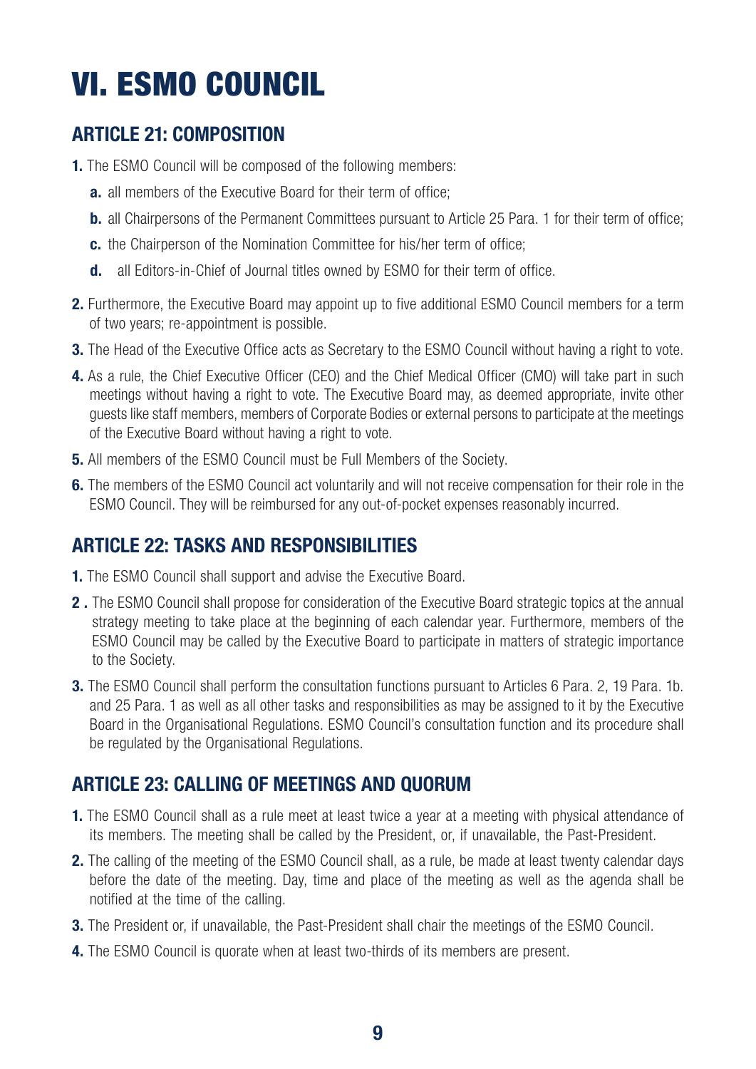# VI. ESMO COUNCIL

## ARTICLE 21: COMPOSITION

**1.** The ESMO Council will be composed of the following members:

- **a.** all members of the Executive Board for their term of office;
- **b.** all Chairpersons of the Permanent Committees pursuant to Article 25 Para. 1 for their term of office;
- **c.** the Chairperson of the Nomination Committee for his/her term of office;
- **d.** all Editors-in-Chief of Journal titles owned by ESMO for their term of office.

**2.** Furthermore, the Executive Board may appoint up to five additional ESMO Council members for a term of two years; re-appointment is possible.

**3.** The Head of the Executive Office acts as Secretary to the ESMO Council without having a right to vote.

**4.** As a rule, the Chief Executive Officer (CEO) and the Chief Medical Officer (CMO) will take part in such meetings without having a right to vote. The Executive Board may, as deemed appropriate, invite other guests like staff members, members of Corporate Bodies or external persons to participate at the meetings of the Executive Board without having a right to vote.

**5.** All members of the ESMO Council must be Full Members of the Society.

**6.** The members of the ESMO Council act voluntarily and will not receive compensation for their role in the ESMO Council. They will be reimbursed for any out-of-pocket expenses reasonably incurred.

## ARTICLE 22: TASKS AND RESPONSIBILITIES

**1.** The ESMO Council shall support and advise the Executive Board.

**2 .** The ESMO Council shall propose for consideration of the Executive Board strategic topics at the annual strategy meeting to take place at the beginning of each calendar year. Furthermore, members of the ESMO Council may be called by the Executive Board to participate in matters of strategic importance to the Society.

**3.** The ESMO Council shall perform the consultation functions pursuant to Articles 6 Para. 2, 19 Para. 1b. and 25 Para. 1 as well as all other tasks and responsibilities as may be assigned to it by the Executive Board in the Organisational Regulations. ESMO Council's consultation function and its procedure shall be regulated by the Organisational Regulations.

## ARTICLE 23: CALLING OF MEETINGS AND QUORUM

**1.** The ESMO Council shall as a rule meet at least twice a year at a meeting with physical attendance of its members. The meeting shall be called by the President, or, if unavailable, the Past-President.

**2.** The calling of the meeting of the ESMO Council shall, as a rule, be made at least twenty calendar days before the date of the meeting. Day, time and place of the meeting as well as the agenda shall be notified at the time of the calling.

**3.** The President or, if unavailable, the Past-President shall chair the meetings of the ESMO Council.

**4.** The ESMO Council is quorate when at least two-thirds of its members are present.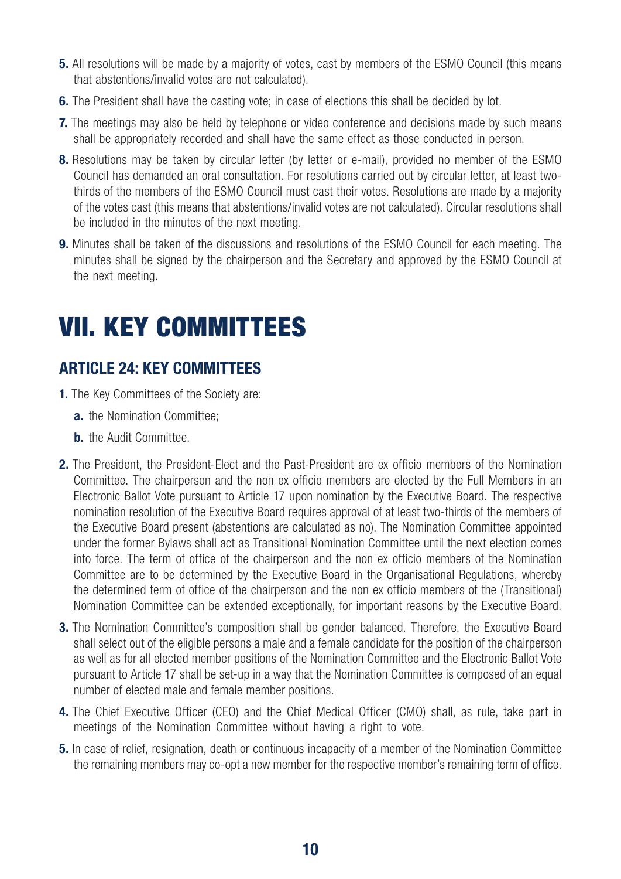**5.** All resolutions will be made by a majority of votes, cast by members of the ESMO Council (this means that abstentions/invalid votes are not calculated).

**6.** The President shall have the casting vote; in case of elections this shall be decided by lot.

**7.** The meetings may also be held by telephone or video conference and decisions made by such means shall be appropriately recorded and shall have the same effect as those conducted in person.

**8.** Resolutions may be taken by circular letter (by letter or e-mail), provided no member of the ESMO Council has demanded an oral consultation. For resolutions carried out by circular letter, at least two-thirds of the members of the ESMO Council must cast their votes. Resolutions are made by a majority of the votes cast (this means that abstentions/invalid votes are not calculated). Circular resolutions shall be included in the minutes of the next meeting.

**9.** Minutes shall be taken of the discussions and resolutions of the ESMO Council for each meeting. The minutes shall be signed by the chairperson and the Secretary and approved by the ESMO Council at the next meeting.

# VII. KEY COMMITTEES

## ARTICLE 24: KEY COMMITTEES

**1.** The Key Committees of the Society are:

- **a.** the Nomination Committee;
- **b.** the Audit Committee.

**2.** The President, the President-Elect and the Past-President are ex officio members of the Nomination Committee. The chairperson and the non ex officio members are elected by the Full Members in an Electronic Ballot Vote pursuant to Article 17 upon nomination by the Executive Board. The respective nomination resolution of the Executive Board requires approval of at least two-thirds of the members of the Executive Board present (abstentions are calculated as no). The Nomination Committee appointed under the former Bylaws shall act as Transitional Nomination Committee until the next election comes into force. The term of office of the chairperson and the non ex officio members of the Nomination Committee are to be determined by the Executive Board in the Organisational Regulations, whereby the determined term of office of the chairperson and the non ex officio members of the (Transitional) Nomination Committee can be extended exceptionally, for important reasons by the Executive Board.

**3.** The Nomination Committee's composition shall be gender balanced. Therefore, the Executive Board shall select out of the eligible persons a male and a female candidate for the position of the chairperson as well as for all elected member positions of the Nomination Committee and the Electronic Ballot Vote pursuant to Article 17 shall be set-up in a way that the Nomination Committee is composed of an equal number of elected male and female member positions.

**4.** The Chief Executive Officer (CEO) and the Chief Medical Officer (CMO) shall, as rule, take part in meetings of the Nomination Committee without having a right to vote.

**5.** In case of relief, resignation, death or continuous incapacity of a member of the Nomination Committee the remaining members may co-opt a new member for the respective member's remaining term of office.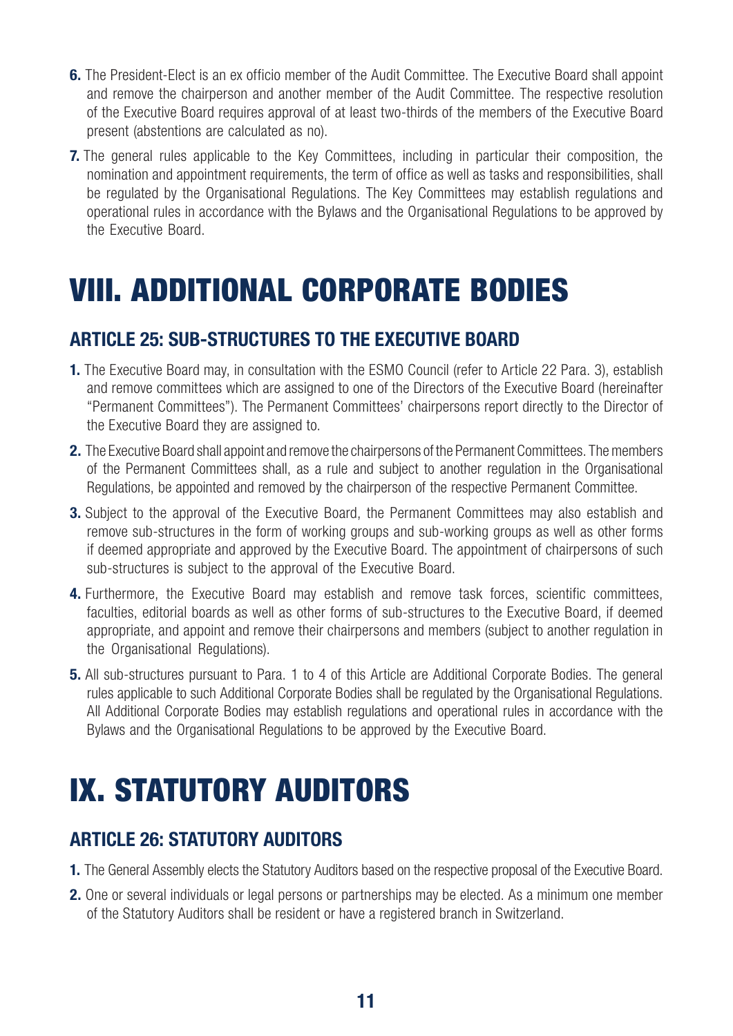6. The President-Elect is an ex officio member of the Audit Committee. The Executive Board shall appoint and remove the chairperson and another member of the Audit Committee. The respective resolution of the Executive Board requires approval of at least two-thirds of the members of the Executive Board present (abstentions are calculated as no).

7. The general rules applicable to the Key Committees, including in particular their composition, the nomination and appointment requirements, the term of office as well as tasks and responsibilities, shall be regulated by the Organisational Regulations. The Key Committees may establish regulations and operational rules in accordance with the Bylaws and the Organisational Regulations to be approved by the Executive Board.

# VIII. ADDITIONAL CORPORATE BODIES

## ARTICLE 25: SUB-STRUCTURES TO THE EXECUTIVE BOARD

1. The Executive Board may, in consultation with the ESMO Council (refer to Article 22 Para. 3), establish and remove committees which are assigned to one of the Directors of the Executive Board (hereinafter "Permanent Committees"). The Permanent Committees' chairpersons report directly to the Director of the Executive Board they are assigned to.

2. The Executive Board shall appoint and remove the chairpersons of the Permanent Committees. The members of the Permanent Committees shall, as a rule and subject to another regulation in the Organisational Regulations, be appointed and removed by the chairperson of the respective Permanent Committee.

3. Subject to the approval of the Executive Board, the Permanent Committees may also establish and remove sub-structures in the form of working groups and sub-working groups as well as other forms if deemed appropriate and approved by the Executive Board. The appointment of chairpersons of such sub-structures is subject to the approval of the Executive Board.

4. Furthermore, the Executive Board may establish and remove task forces, scientific committees, faculties, editorial boards as well as other forms of sub-structures to the Executive Board, if deemed appropriate, and appoint and remove their chairpersons and members (subject to another regulation in the Organisational Regulations).

5. All sub-structures pursuant to Para. 1 to 4 of this Article are Additional Corporate Bodies. The general rules applicable to such Additional Corporate Bodies shall be regulated by the Organisational Regulations. All Additional Corporate Bodies may establish regulations and operational rules in accordance with the Bylaws and the Organisational Regulations to be approved by the Executive Board.

# IX. STATUTORY AUDITORS

## ARTICLE 26: STATUTORY AUDITORS

1. The General Assembly elects the Statutory Auditors based on the respective proposal of the Executive Board.

2. One or several individuals or legal persons or partnerships may be elected. As a minimum one member of the Statutory Auditors shall be resident or have a registered branch in Switzerland.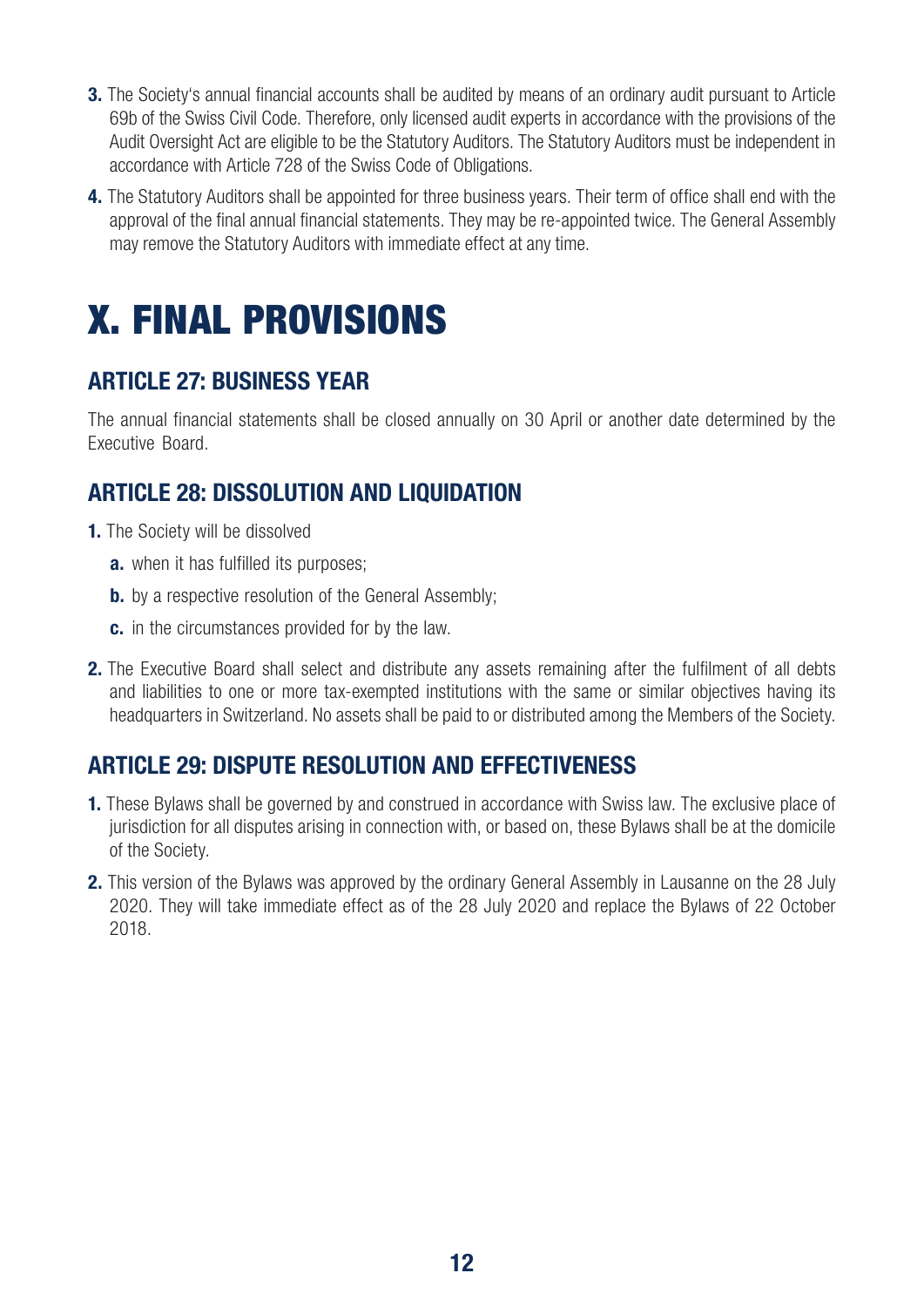3. The Society's annual financial accounts shall be audited by means of an ordinary audit pursuant to Article 69b of the Swiss Civil Code. Therefore, only licensed audit experts in accordance with the provisions of the Audit Oversight Act are eligible to be the Statutory Auditors. The Statutory Auditors must be independent in accordance with Article 728 of the Swiss Code of Obligations.
4. The Statutory Auditors shall be appointed for three business years. Their term of office shall end with the approval of the final annual financial statements. They may be re-appointed twice. The General Assembly may remove the Statutory Auditors with immediate effect at any time.

# X. FINAL PROVISIONS

## ARTICLE 27: BUSINESS YEAR

The annual financial statements shall be closed annually on 30 April or another date determined by the Executive Board.

## ARTICLE 28: DISSOLUTION AND LIQUIDATION

1. The Society will be dissolved
   - **a.** when it has fulfilled its purposes;
   - **b.** by a respective resolution of the General Assembly;
   - **c.** in the circumstances provided for by the law.
2. The Executive Board shall select and distribute any assets remaining after the fulfilment of all debts and liabilities to one or more tax-exempted institutions with the same or similar objectives having its headquarters in Switzerland. No assets shall be paid to or distributed among the Members of the Society.

## ARTICLE 29: DISPUTE RESOLUTION AND EFFECTIVENESS

1. These Bylaws shall be governed by and construed in accordance with Swiss law. The exclusive place of jurisdiction for all disputes arising in connection with, or based on, these Bylaws shall be at the domicile of the Society.
2. This version of the Bylaws was approved by the ordinary General Assembly in Lausanne on the 28 July 2020. They will take immediate effect as of the 28 July 2020 and replace the Bylaws of 22 October 2018.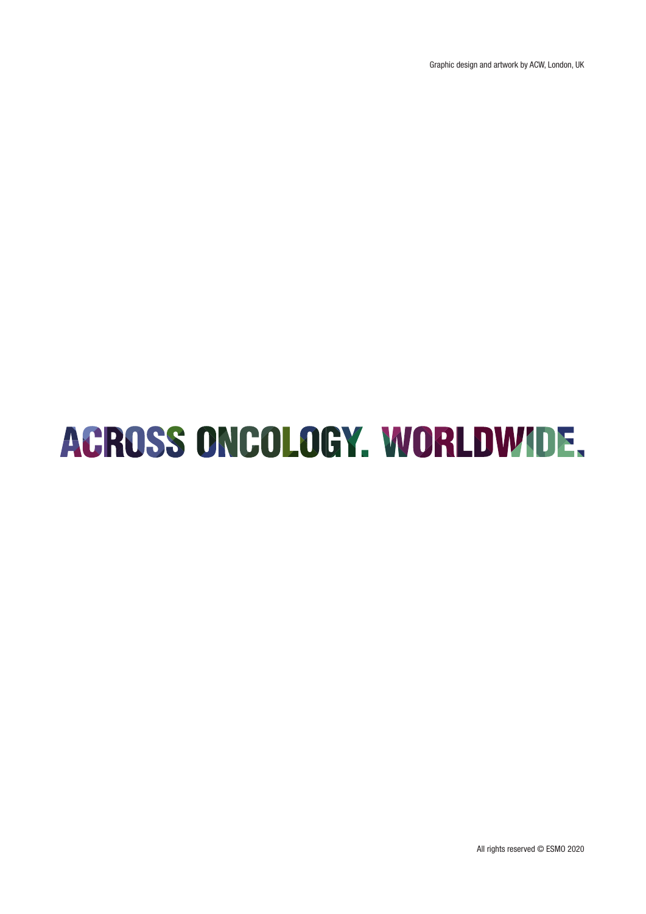Graphic design and artwork by ACW, London, UK

# ACROSS ONCOLOGY. WORLDWIDE.

All rights reserved © ESMO 2020